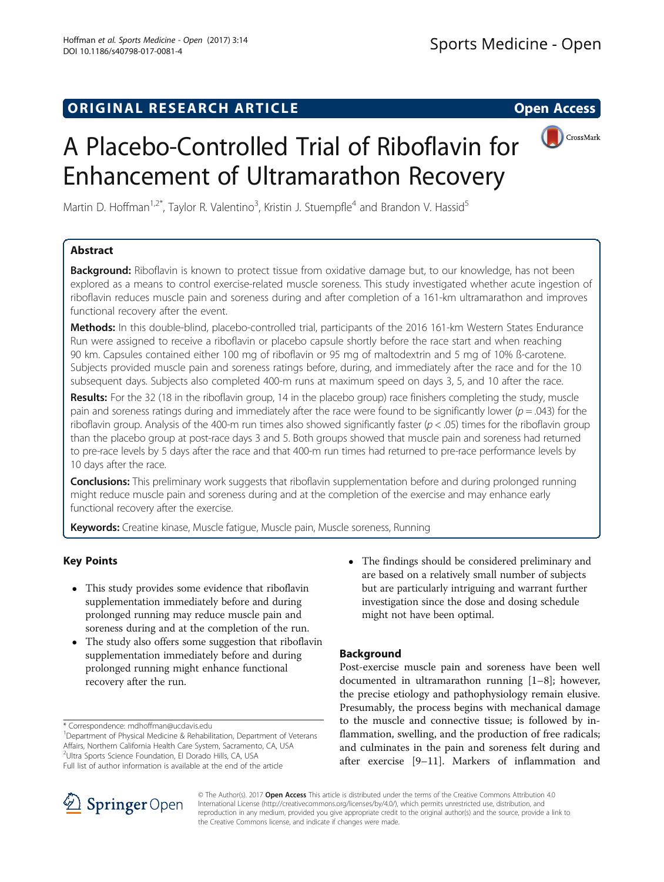ORIGINAL RESEARCH ARTICLE

Open Access

# A Placebo-Controlled Trial of Riboflavin for Enhancement of Ultramarathon Recovery

Martin D. Hoffman[1,2*], Taylor R. Valentino[3], Kristin J. Stuempfle[4] and Brandon V. Hassid[5]

## Abstract

**Background:** Riboflavin is known to protect tissue from oxidative damage but, to our knowledge, has not been explored as a means to control exercise-related muscle soreness. This study investigated whether acute ingestion of riboflavin reduces muscle pain and soreness during and after completion of a 161-km ultramarathon and improves functional recovery after the event.

**Methods:** In this double-blind, placebo-controlled trial, participants of the 2016 161-km Western States Endurance Run were assigned to receive a riboflavin or placebo capsule shortly before the race start and when reaching 90 km. Capsules contained either 100 mg of riboflavin or 95 mg of maltodextrin and 5 mg of 10% ß-carotene. Subjects provided muscle pain and soreness ratings before, during, and immediately after the race and for the 10 subsequent days. Subjects also completed 400-m runs at maximum speed on days 3, 5, and 10 after the race.

**Results:** For the 32 (18 in the riboflavin group, 14 in the placebo group) race finishers completing the study, muscle pain and soreness ratings during and immediately after the race were found to be significantly lower ($p = .043$) for the riboflavin group. Analysis of the 400-m run times also showed significantly faster ($p < .05$) times for the riboflavin group than the placebo group at post-race days 3 and 5. Both groups showed that muscle pain and soreness had returned to pre-race levels by 5 days after the race and that 400-m run times had returned to pre-race performance levels by 10 days after the race.

**Conclusions:** This preliminary work suggests that riboflavin supplementation before and during prolonged running might reduce muscle pain and soreness during and at the completion of the exercise and may enhance early functional recovery after the exercise.

**Keywords:** Creatine kinase, Muscle fatigue, Muscle pain, Muscle soreness, Running

## Key Points

- This study provides some evidence that riboflavin supplementation immediately before and during prolonged running may reduce muscle pain and soreness during and at the completion of the run.
- The study also offers some suggestion that riboflavin supplementation immediately before and during prolonged running might enhance functional recovery after the run.
- The findings should be considered preliminary and are based on a relatively small number of subjects but are particularly intriguing and warrant further investigation since the dose and dosing schedule might not have been optimal.

## Background

Post-exercise muscle pain and soreness have been well documented in ultramarathon running [1–8]; however, the precise etiology and pathophysiology remain elusive. Presumably, the process begins with mechanical damage to the muscle and connective tissue; is followed by inflammation, swelling, and the production of free radicals; and culminates in the pain and soreness felt during and after exercise [9–11]. Markers of inflammation and

\* Correspondence: mdhoffman@ucdavis.edu
[1]Department of Physical Medicine & Rehabilitation, Department of Veterans Affairs, Northern California Health Care System, Sacramento, CA, USA
[2]Ultra Sports Science Foundation, El Dorado Hills, CA, USA
Full list of author information is available at the end of the article

© The Author(s). 2017 **Open Access** This article is distributed under the terms of the Creative Commons Attribution 4.0 International License (http://creativecommons.org/licenses/by/4.0/), which permits unrestricted use, distribution, and reproduction in any medium, provided you give appropriate credit to the original author(s) and the source, provide a link to the Creative Commons license, and indicate if changes were made.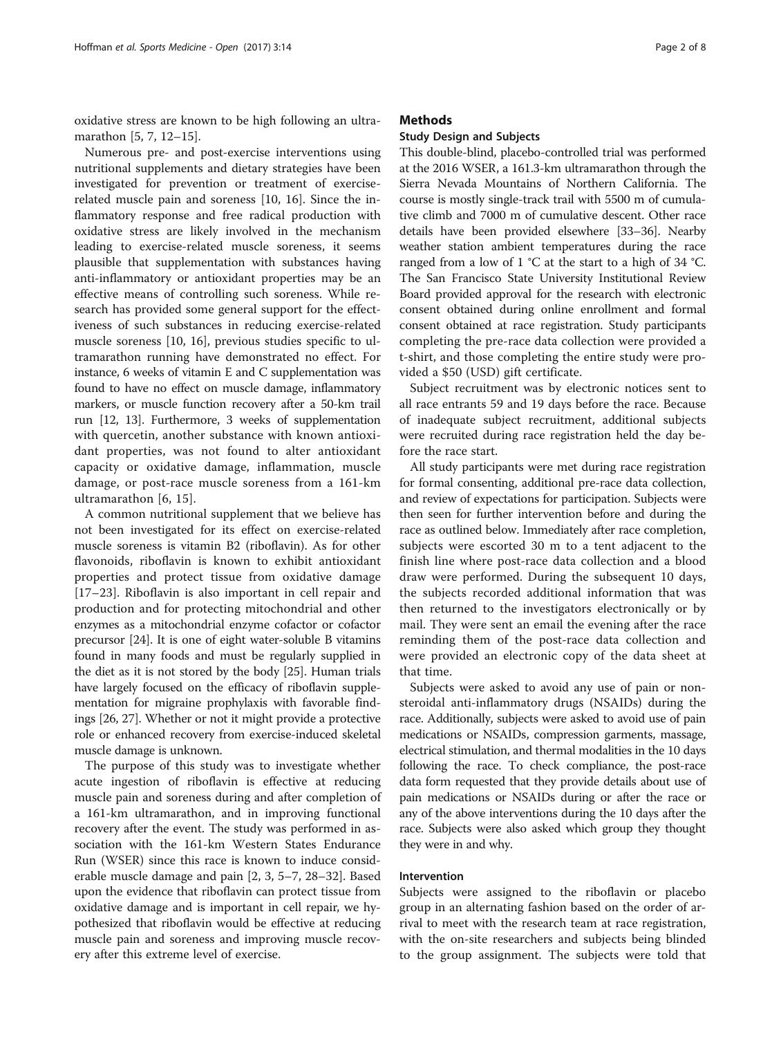oxidative stress are known to be high following an ultramarathon [5, 7, 12–15].

Numerous pre- and post-exercise interventions using nutritional supplements and dietary strategies have been investigated for prevention or treatment of exercise-related muscle pain and soreness [10, 16]. Since the inflammatory response and free radical production with oxidative stress are likely involved in the mechanism leading to exercise-related muscle soreness, it seems plausible that supplementation with substances having anti-inflammatory or antioxidant properties may be an effective means of controlling such soreness. While research has provided some general support for the effectiveness of such substances in reducing exercise-related muscle soreness [10, 16], previous studies specific to ultramarathon running have demonstrated no effect. For instance, 6 weeks of vitamin E and C supplementation was found to have no effect on muscle damage, inflammatory markers, or muscle function recovery after a 50-km trail run [12, 13]. Furthermore, 3 weeks of supplementation with quercetin, another substance with known antioxidant properties, was not found to alter antioxidant capacity or oxidative damage, inflammation, muscle damage, or post-race muscle soreness from a 161-km ultramarathon [6, 15].

A common nutritional supplement that we believe has not been investigated for its effect on exercise-related muscle soreness is vitamin B2 (riboflavin). As for other flavonoids, riboflavin is known to exhibit antioxidant properties and protect tissue from oxidative damage [17–23]. Riboflavin is also important in cell repair and production and for protecting mitochondrial and other enzymes as a mitochondrial enzyme cofactor or cofactor precursor [24]. It is one of eight water-soluble B vitamins found in many foods and must be regularly supplied in the diet as it is not stored by the body [25]. Human trials have largely focused on the efficacy of riboflavin supplementation for migraine prophylaxis with favorable findings [26, 27]. Whether or not it might provide a protective role or enhanced recovery from exercise-induced skeletal muscle damage is unknown.

The purpose of this study was to investigate whether acute ingestion of riboflavin is effective at reducing muscle pain and soreness during and after completion of a 161-km ultramarathon, and in improving functional recovery after the event. The study was performed in association with the 161-km Western States Endurance Run (WSER) since this race is known to induce considerable muscle damage and pain [2, 3, 5–7, 28–32]. Based upon the evidence that riboflavin can protect tissue from oxidative damage and is important in cell repair, we hypothesized that riboflavin would be effective at reducing muscle pain and soreness and improving muscle recovery after this extreme level of exercise.

## Methods

### Study Design and Subjects

This double-blind, placebo-controlled trial was performed at the 2016 WSER, a 161.3-km ultramarathon through the Sierra Nevada Mountains of Northern California. The course is mostly single-track trail with 5500 m of cumulative climb and 7000 m of cumulative descent. Other race details have been provided elsewhere [33–36]. Nearby weather station ambient temperatures during the race ranged from a low of 1 °C at the start to a high of 34 °C. The San Francisco State University Institutional Review Board provided approval for the research with electronic consent obtained during online enrollment and formal consent obtained at race registration. Study participants completing the pre-race data collection were provided a t-shirt, and those completing the entire study were provided a $50 (USD) gift certificate.

Subject recruitment was by electronic notices sent to all race entrants 59 and 19 days before the race. Because of inadequate subject recruitment, additional subjects were recruited during race registration held the day before the race start.

All study participants were met during race registration for formal consenting, additional pre-race data collection, and review of expectations for participation. Subjects were then seen for further intervention before and during the race as outlined below. Immediately after race completion, subjects were escorted 30 m to a tent adjacent to the finish line where post-race data collection and a blood draw were performed. During the subsequent 10 days, the subjects recorded additional information that was then returned to the investigators electronically or by mail. They were sent an email the evening after the race reminding them of the post-race data collection and were provided an electronic copy of the data sheet at that time.

Subjects were asked to avoid any use of pain or non-steroidal anti-inflammatory drugs (NSAIDs) during the race. Additionally, subjects were asked to avoid use of pain medications or NSAIDs, compression garments, massage, electrical stimulation, and thermal modalities in the 10 days following the race. To check compliance, the post-race data form requested that they provide details about use of pain medications or NSAIDs during or after the race or any of the above interventions during the 10 days after the race. Subjects were also asked which group they thought they were in and why.

### Intervention

Subjects were assigned to the riboflavin or placebo group in an alternating fashion based on the order of arrival to meet with the research team at race registration, with the on-site researchers and subjects being blinded to the group assignment. The subjects were told that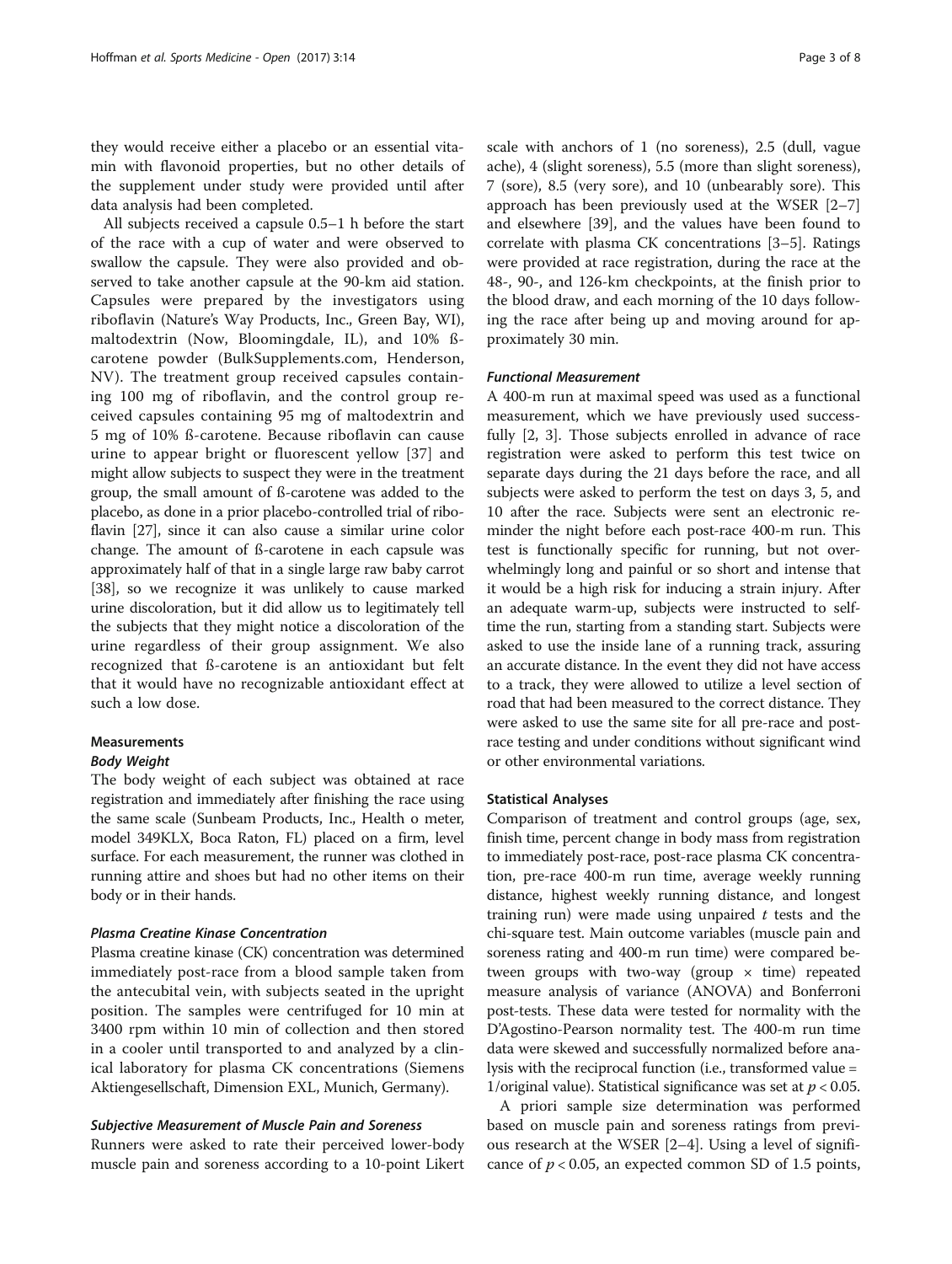they would receive either a placebo or an essential vitamin with flavonoid properties, but no other details of the supplement under study were provided until after data analysis had been completed.

All subjects received a capsule 0.5–1 h before the start of the race with a cup of water and were observed to swallow the capsule. They were also provided and observed to take another capsule at the 90-km aid station. Capsules were prepared by the investigators using riboflavin (Nature's Way Products, Inc., Green Bay, WI), maltodextrin (Now, Bloomingdale, IL), and 10% ß-carotene powder (BulkSupplements.com, Henderson, NV). The treatment group received capsules containing 100 mg of riboflavin, and the control group received capsules containing 95 mg of maltodextrin and 5 mg of 10% ß-carotene. Because riboflavin can cause urine to appear bright or fluorescent yellow [37] and might allow subjects to suspect they were in the treatment group, the small amount of ß-carotene was added to the placebo, as done in a prior placebo-controlled trial of riboflavin [27], since it can also cause a similar urine color change. The amount of ß-carotene in each capsule was approximately half of that in a single large raw baby carrot [38], so we recognize it was unlikely to cause marked urine discoloration, but it did allow us to legitimately tell the subjects that they might notice a discoloration of the urine regardless of their group assignment. We also recognized that ß-carotene is an antioxidant but felt that it would have no recognizable antioxidant effect at such a low dose.

## Measurements

### Body Weight

The body weight of each subject was obtained at race registration and immediately after finishing the race using the same scale (Sunbeam Products, Inc., Health o meter, model 349KLX, Boca Raton, FL) placed on a firm, level surface. For each measurement, the runner was clothed in running attire and shoes but had no other items on their body or in their hands.

### Plasma Creatine Kinase Concentration

Plasma creatine kinase (CK) concentration was determined immediately post-race from a blood sample taken from the antecubital vein, with subjects seated in the upright position. The samples were centrifuged for 10 min at 3400 rpm within 10 min of collection and then stored in a cooler until transported to and analyzed by a clinical laboratory for plasma CK concentrations (Siemens Aktiengesellschaft, Dimension EXL, Munich, Germany).

### Subjective Measurement of Muscle Pain and Soreness

Runners were asked to rate their perceived lower-body muscle pain and soreness according to a 10-point Likert scale with anchors of 1 (no soreness), 2.5 (dull, vague ache), 4 (slight soreness), 5.5 (more than slight soreness), 7 (sore), 8.5 (very sore), and 10 (unbearably sore). This approach has been previously used at the WSER [2–7] and elsewhere [39], and the values have been found to correlate with plasma CK concentrations [3–5]. Ratings were provided at race registration, during the race at the 48-, 90-, and 126-km checkpoints, at the finish prior to the blood draw, and each morning of the 10 days following the race after being up and moving around for approximately 30 min.

### Functional Measurement

A 400-m run at maximal speed was used as a functional measurement, which we have previously used successfully [2, 3]. Those subjects enrolled in advance of race registration were asked to perform this test twice on separate days during the 21 days before the race, and all subjects were asked to perform the test on days 3, 5, and 10 after the race. Subjects were sent an electronic reminder the night before each post-race 400-m run. This test is functionally specific for running, but not overwhelmingly long and painful or so short and intense that it would be a high risk for inducing a strain injury. After an adequate warm-up, subjects were instructed to self-time the run, starting from a standing start. Subjects were asked to use the inside lane of a running track, assuring an accurate distance. In the event they did not have access to a track, they were allowed to utilize a level section of road that had been measured to the correct distance. They were asked to use the same site for all pre-race and post-race testing and under conditions without significant wind or other environmental variations.

## Statistical Analyses

Comparison of treatment and control groups (age, sex, finish time, percent change in body mass from registration to immediately post-race, post-race plasma CK concentration, pre-race 400-m run time, average weekly running distance, highest weekly running distance, and longest training run) were made using unpaired *t* tests and the chi-square test. Main outcome variables (muscle pain and soreness rating and 400-m run time) were compared between groups with two-way (group × time) repeated measure analysis of variance (ANOVA) and Bonferroni post-tests. These data were tested for normality with the D'Agostino-Pearson normality test. The 400-m run time data were skewed and successfully normalized before analysis with the reciprocal function (i.e., transformed value = 1/original value). Statistical significance was set at $p < 0.05$.

A priori sample size determination was performed based on muscle pain and soreness ratings from previous research at the WSER [2–4]. Using a level of significance of $p < 0.05$, an expected common SD of 1.5 points,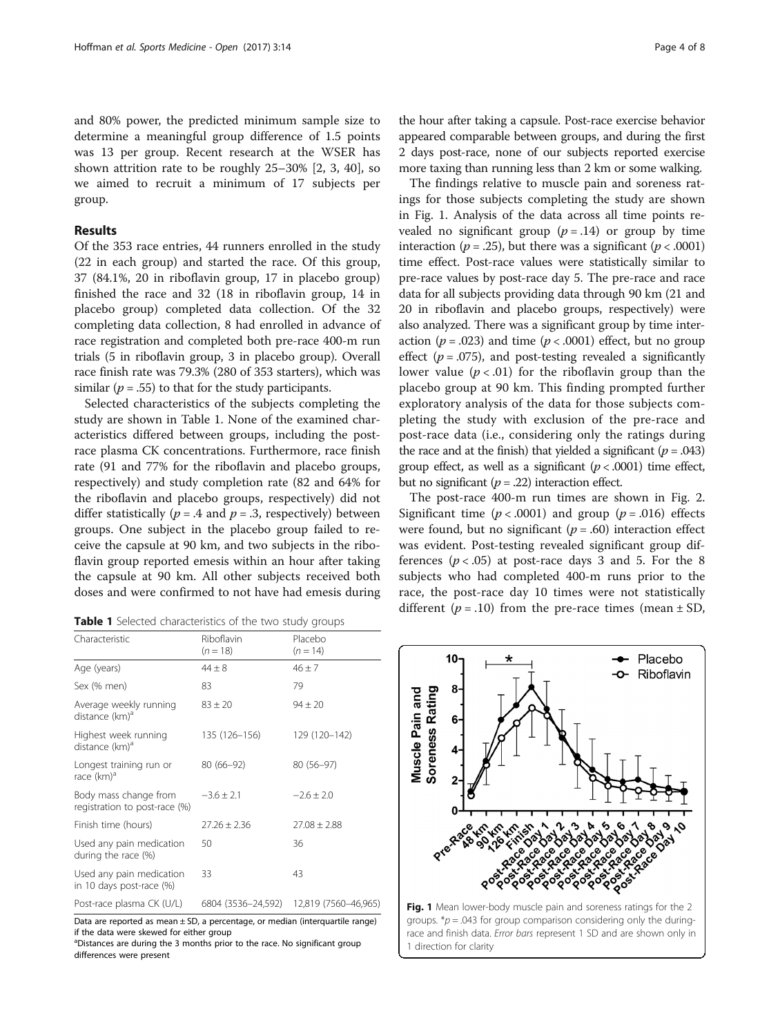and 80% power, the predicted minimum sample size to determine a meaningful group difference of 1.5 points was 13 per group. Recent research at the WSER has shown attrition rate to be roughly 25–30% [2, 3, 40], so we aimed to recruit a minimum of 17 subjects per group.

## Results

Of the 353 race entries, 44 runners enrolled in the study (22 in each group) and started the race. Of this group, 37 (84.1%, 20 in riboflavin group, 17 in placebo group) finished the race and 32 (18 in riboflavin group, 14 in placebo group) completed data collection. Of the 32 completing data collection, 8 had enrolled in advance of race registration and completed both pre-race 400-m run trials (5 in riboflavin group, 3 in placebo group). Overall race finish rate was 79.3% (280 of 353 starters), which was similar ($p = .55$) to that for the study participants.

Selected characteristics of the subjects completing the study are shown in Table 1. None of the examined characteristics differed between groups, including the post-race plasma CK concentrations. Furthermore, race finish rate (91 and 77% for the riboflavin and placebo groups, respectively) and study completion rate (82 and 64% for the riboflavin and placebo groups, respectively) did not differ statistically ($p = .4$ and $p = .3$, respectively) between groups. One subject in the placebo group failed to receive the capsule at 90 km, and two subjects in the riboflavin group reported emesis within an hour after taking the capsule at 90 km. All other subjects received both doses and were confirmed to not have had emesis during the hour after taking a capsule. Post-race exercise behavior appeared comparable between groups, and during the first 2 days post-race, none of our subjects reported exercise more taxing than running less than 2 km or some walking.

**Table 1** Selected characteristics of the two study groups

| Characteristic | Riboflavin ($n = 18$) | Placebo ($n = 14$) |
|---|---|---|
| Age (years) | 44 ± 8 | 46 ± 7 |
| Sex (% men) | 83 | 79 |
| Average weekly running distance (km)[a] | 83 ± 20 | 94 ± 20 |
| Highest week running distance (km)[a] | 135 (126–156) | 129 (120–142) |
| Longest training run or race (km)[a] | 80 (66–92) | 80 (56–97) |
| Body mass change from registration to post-race (%) | −3.6 ± 2.1 | −2.6 ± 2.0 |
| Finish time (hours) | 27.26 ± 2.36 | 27.08 ± 2.88 |
| Used any pain medication during the race (%) | 50 | 36 |
| Used any pain medication in 10 days post-race (%) | 33 | 43 |
| Post-race plasma CK (U/L) | 6804 (3536–24,592) | 12,819 (7560–46,965) |

Data are reported as mean ± SD, a percentage, or median (interquartile range) if the data were skewed for either group

[a]Distances are during the 3 months prior to the race. No significant group differences were present

The findings relative to muscle pain and soreness ratings for those subjects completing the study are shown in Fig. 1. Analysis of the data across all time points revealed no significant group ($p = .14$) or group by time interaction ($p = .25$), but there was a significant ($p < .0001$) time effect. Post-race values were statistically similar to pre-race values by post-race day 5. The pre-race and race data for all subjects providing data through 90 km (21 and 20 in riboflavin and placebo groups, respectively) were also analyzed. There was a significant group by time interaction ($p = .023$) and time ($p < .0001$) effect, but no group effect ($p = .075$), and post-testing revealed a significantly lower value ($p < .01$) for the riboflavin group than the placebo group at 90 km. This finding prompted further exploratory analysis of the data for those subjects completing the study with exclusion of the pre-race and post-race data (i.e., considering only the ratings during the race and at the finish) that yielded a significant ($p = .043$) group effect, as well as a significant ($p < .0001$) time effect, but no significant ($p = .22$) interaction effect.

The post-race 400-m run times are shown in Fig. 2. Significant time ($p < .0001$) and group ($p = .016$) effects were found, but no significant ($p = .60$) interaction effect was evident. Post-testing revealed significant group differences ($p < .05$) at post-race days 3 and 5. For the 8 subjects who had completed 400-m runs prior to the race, the post-race day 10 times were not statistically different ($p = .10$) from the pre-race times (mean ± SD,

**Fig. 1** Mean lower-body muscle pain and soreness ratings for the 2 groups. *$p = .043$ for group comparison considering only the during-race and finish data. *Error bars* represent 1 SD and are shown only in 1 direction for clarity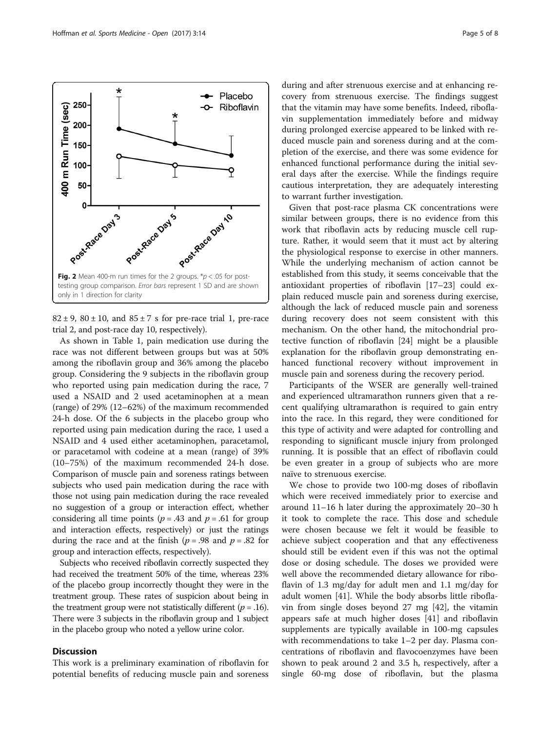Fig. 2 Mean 400-m run times for the 2 groups. *$p < .05$ for post-testing group comparison. *Error bars* represent 1 SD and are shown only in 1 direction for clarity

$82 \pm 9$, $80 \pm 10$, and $85 \pm 7$ s for pre-race trial 1, pre-race trial 2, and post-race day 10, respectively).

As shown in Table 1, pain medication use during the race was not different between groups but was at 50% among the riboflavin group and 36% among the placebo group. Considering the 9 subjects in the riboflavin group who reported using pain medication during the race, 7 used a NSAID and 2 used acetaminophen at a mean (range) of 29% (12–62%) of the maximum recommended 24-h dose. Of the 6 subjects in the placebo group who reported using pain medication during the race, 1 used a NSAID and 4 used either acetaminophen, paracetamol, or paracetamol with codeine at a mean (range) of 39% (10–75%) of the maximum recommended 24-h dose. Comparison of muscle pain and soreness ratings between subjects who used pain medication during the race with those not using pain medication during the race revealed no suggestion of a group or interaction effect, whether considering all time points ($p = .43$ and $p = .61$ for group and interaction effects, respectively) or just the ratings during the race and at the finish ($p = .98$ and $p = .82$ for group and interaction effects, respectively).

Subjects who received riboflavin correctly suspected they had received the treatment 50% of the time, whereas 23% of the placebo group incorrectly thought they were in the treatment group. These rates of suspicion about being in the treatment group were not statistically different ($p = .16$). There were 3 subjects in the riboflavin group and 1 subject in the placebo group who noted a yellow urine color.

## Discussion

This work is a preliminary examination of riboflavin for potential benefits of reducing muscle pain and soreness during and after strenuous plasma exercise and at enhancing recovery from strenuous exercise. The findings suggest that the vitamin may have some benefits. Indeed, riboflavin supplementation immediately before and midway during prolonged exercise appeared to be linked with reduced muscle pain and soreness during and at the completion of the exercise, and there was some evidence for enhanced functional performance during the initial several days after the exercise. While the findings require cautious interpretation, they are adequately interesting to warrant further investigation.

Given that post-race plasma CK concentrations were similar between groups, there is no evidence from this work that riboflavin acts by reducing muscle cell rupture. Rather, it would seem that it must act by altering the physiological response to exercise in other manners. While the underlying mechanism of action cannot be established from this study, it seems conceivable that the antioxidant properties of riboflavin [17–23] could explain reduced muscle pain and soreness during exercise, although the lack of reduced muscle pain and soreness during recovery does not seem consistent with this mechanism. On the other hand, the mitochondrial protective function of riboflavin [24] might be a plausible explanation for the riboflavin group demonstrating enhanced functional recovery without improvement in muscle pain and soreness during the recovery period.

Participants of the WSER are generally well-trained and experienced ultramarathon runners given that a recent qualifying ultramarathon is required to gain entry into the race. In this regard, they were conditioned for this type of activity and were adapted for controlling and responding to significant muscle injury from prolonged running. It is possible that an effect of riboflavin could be even greater in a group of subjects who are more naïve to strenuous exercise.

We chose to provide two 100-mg doses of riboflavin which were received immediately prior to exercise and around 11–16 h later during the approximately 20–30 h it took to complete the race. This dose and schedule were chosen because we felt it would be feasible to achieve subject cooperation and that any effectiveness should still be evident even if this was not the optimal dose or dosing schedule. The doses we provided were well above the recommended dietary allowance for riboflavin of 1.3 mg/day for adult men and 1.1 mg/day for adult women [41]. While the body absorbs little riboflavin from single doses beyond 27 mg [42], the vitamin appears safe at much higher doses [41] and riboflavin supplements are typically available in 100-mg capsules with recommendations to take 1–2 per day. Plasma concentrations of riboflavin and flavocoenzymes have been shown to peak around 2 and 3.5 h, respectively, after a single 60-mg dose of riboflavin, but the plasma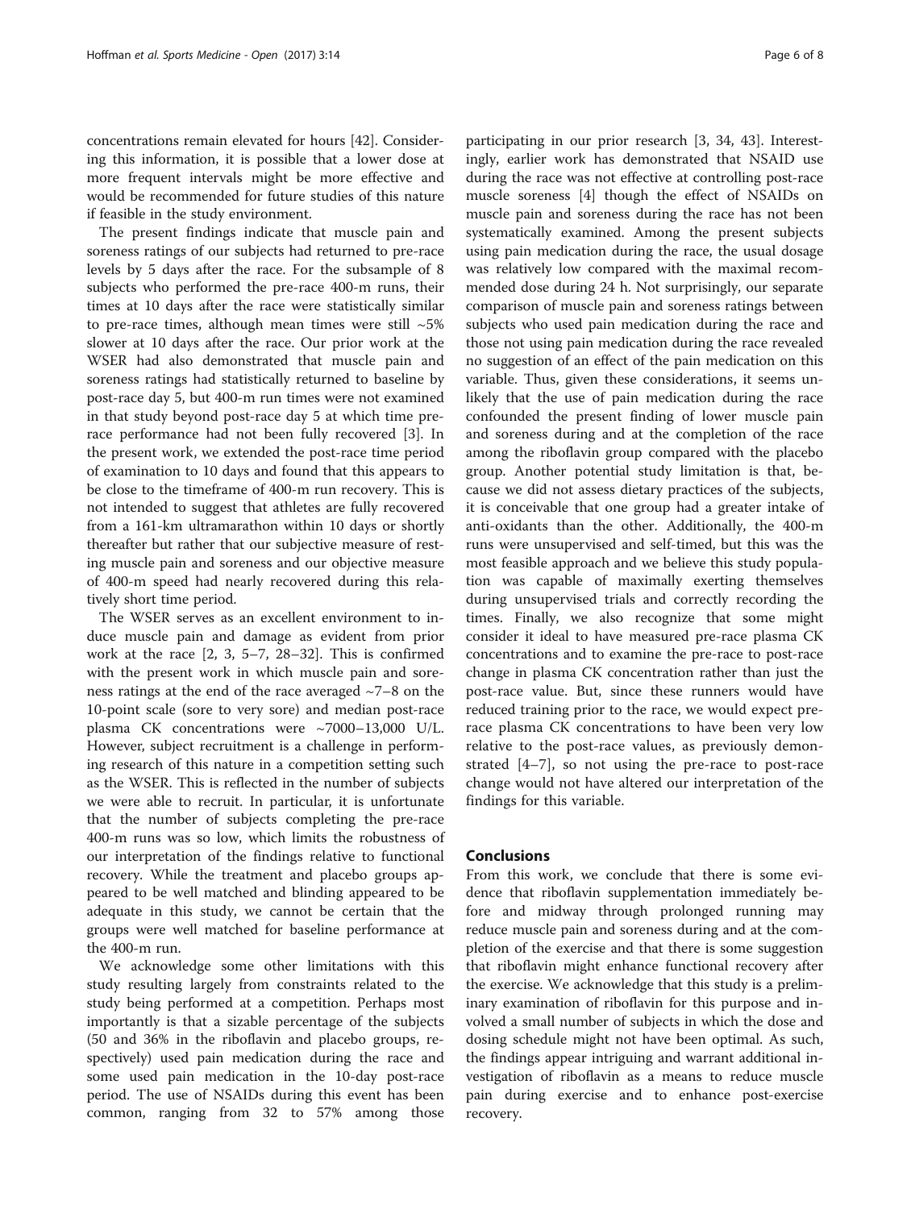concentrations remain elevated for hours [42]. Considering this information, it is possible that a lower dose at more frequent intervals might be more effective and would be recommended for future studies of this nature if feasible in the study environment.

The present findings indicate that muscle pain and soreness ratings of our subjects had returned to pre-race levels by 5 days after the race. For the subsample of 8 subjects who performed the pre-race 400-m runs, their times at 10 days after the race were statistically similar to pre-race times, although mean times were still ~5% slower at 10 days after the race. Our prior work at the WSER had also demonstrated that muscle pain and soreness ratings had statistically returned to baseline by post-race day 5, but 400-m run times were not examined in that study beyond post-race day 5 at which time pre-race performance had not been fully recovered [3]. In the present work, we extended the post-race time period of examination to 10 days and found that this appears to be close to the timeframe of 400-m run recovery. This is not intended to suggest that athletes are fully recovered from a 161-km ultramarathon within 10 days or shortly thereafter but rather that our subjective measure of resting muscle pain and soreness and our objective measure of 400-m speed had nearly recovered during this relatively short time period.

The WSER serves as an excellent environment to induce muscle pain and damage as evident from prior work at the race [2, 3, 5–7, 28–32]. This is confirmed with the present work in which muscle pain and soreness ratings at the end of the race averaged ~7–8 on the 10-point scale (sore to very sore) and median post-race plasma CK concentrations were ~7000–13,000 U/L. However, subject recruitment is a challenge in performing research of this nature in a competition setting such as the WSER. This is reflected in the number of subjects we were able to recruit. In particular, it is unfortunate that the number of subjects completing the pre-race 400-m runs was so low, which limits the robustness of our interpretation of the findings relative to functional recovery. While the treatment and placebo groups appeared to be well matched and blinding appeared to be adequate in this study, we cannot be certain that the groups were well matched for baseline performance at the 400-m run.

We acknowledge some other limitations with this study resulting largely from constraints related to the study being performed at a competition. Perhaps most importantly is that a sizable percentage of the subjects (50 and 36% in the riboflavin and placebo groups, respectively) used pain medication during the race and some used pain medication in the 10-day post-race period. The use of NSAIDs during this event has been common, ranging from 32 to 57% among those participating in our prior research [3, 34, 43]. Interestingly, earlier work has demonstrated that NSAID use during the race was not effective at controlling post-race muscle soreness [4] though the effect of NSAIDs on muscle pain and soreness during the race has not been systematically examined. Among the present subjects using pain medication during the race, the usual dosage was relatively low compared with the maximal recommended dose during 24 h. Not surprisingly, our separate comparison of muscle pain and soreness ratings between subjects who used pain medication during the race and those not using pain medication during the race revealed no suggestion of an effect of the pain medication on this variable. Thus, given these considerations, it seems unlikely that the use of pain medication during the race confounded the present finding of lower muscle pain and soreness during and at the completion of the race among the riboflavin group compared with the placebo group. Another potential study limitation is that, because we did not assess dietary practices of the subjects, it is conceivable that one group had a greater intake of anti-oxidants than the other. Additionally, the 400-m runs were unsupervised and self-timed, but this was the most feasible approach and we believe this study population was capable of maximally exerting themselves during unsupervised trials and correctly recording the times. Finally, we also recognize that some might consider it ideal to have measured pre-race plasma CK concentrations and to examine the pre-race to post-race change in plasma CK concentration rather than just the post-race value. But, since these runners would have reduced training prior to the race, we would expect pre-race plasma CK concentrations to have been very low relative to the post-race values, as previously demonstrated [4–7], so not using the pre-race to post-race change would not have altered our interpretation of the findings for this variable.

## Conclusions

From this work, we conclude that there is some evidence that riboflavin supplementation immediately before and midway through prolonged running may reduce muscle pain and soreness during and at the completion of the exercise and that there is some suggestion that riboflavin might enhance functional recovery after the exercise. We acknowledge that this study is a preliminary examination of riboflavin for this purpose and involved a small number of subjects in which the dose and dosing schedule might not have been optimal. As such, the findings appear intriguing and warrant additional investigation of riboflavin as a means to reduce muscle pain during exercise and to enhance post-exercise recovery.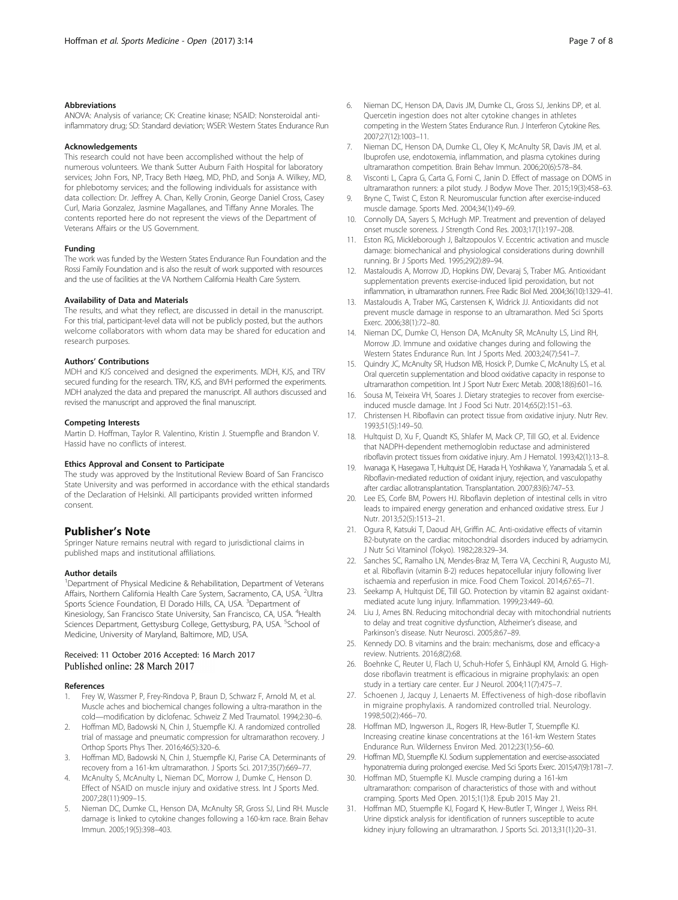### Abbreviations

ANOVA: Analysis of variance; CK: Creatine kinase; NSAID: Nonsteroidal anti-inflammatory drug; SD: Standard deviation; WSER: Western States Endurance Run

### Acknowledgements

This research could not have been accomplished without the help of numerous volunteers. We thank Sutter Auburn Faith Hospital for laboratory services; John Fors, NP, Tracy Beth Høeg, MD, PhD, and Sonja A. Wilkey, MD, for phlebotomy services; and the following individuals for assistance with data collection: Dr. Jeffrey A. Chan, Kelly Cronin, George Daniel Cross, Casey Curl, Maria Gonzalez, Jasmine Magallanes, and Tiffany Anne Morales. The contents reported here do not represent the views of the Department of Veterans Affairs or the US Government.

### Funding

The work was funded by the Western States Endurance Run Foundation and the Rossi Family Foundation and is also the result of work supported with resources and the use of facilities at the VA Northern California Health Care System.

### Availability of Data and Materials

The results, and what they reflect, are discussed in detail in the manuscript. For this trial, participant-level data will not be publicly posted, but the authors welcome collaborators with whom data may be shared for education and research purposes.

### Authors' Contributions

MDH and KJS conceived and designed the experiments. MDH, KJS, and TRV secured funding for the research. TRV, KJS, and BVH performed the experiments. MDH analyzed the data and prepared the manuscript. All authors discussed and revised the manuscript and approved the final manuscript.

### Competing Interests

Martin D. Hoffman, Taylor R. Valentino, Kristin J. Stuempfle and Brandon V. Hassid have no conflicts of interest.

### Ethics Approval and Consent to Participate

The study was approved by the Institutional Review Board of San Francisco State University and was performed in accordance with the ethical standards of the Declaration of Helsinki. All participants provided written informed consent.

## Publisher's Note

Springer Nature remains neutral with regard to jurisdictional claims in published maps and institutional affiliations.

### Author details

[1]Department of Physical Medicine & Rehabilitation, Department of Veterans Affairs, Northern California Health Care System, Sacramento, CA, USA. [2]Ultra Sports Science Foundation, El Dorado Hills, CA, USA. [3]Department of Kinesiology, San Francisco State University, San Francisco, CA, USA. [4]Health Sciences Department, Gettysburg College, Gettysburg, PA, USA. [5]School of Medicine, University of Maryland, Baltimore, MD, USA.

Received: 11 October 2016 Accepted: 16 March 2017
Published online: 28 March 2017

### References

1. Frey W, Wassmer P, Frey-Rindova P, Braun D, Schwarz F, Arnold M, et al. Muscle aches and biochemical changes following a ultra-marathon in the cold—modification by diclofenac. Schweiz Z Med Traumatol. 1994;2:30–6.
2. Hoffman MD, Badowski N, Chin J, Stuempfle KJ. A randomized controlled trial of massage and pneumatic compression for ultramarathon recovery. J Orthop Sports Phys Ther. 2016;46(5):320–6.
3. Hoffman MD, Badowski N, Chin J, Stuempfle KJ, Parise CA. Determinants of recovery from a 161-km ultramarathon. J Sports Sci. 2017;35(7):669–77.
4. McAnulty S, McAnulty L, Nieman DC, Morrow J, Dumke C, Henson D. Effect of NSAID on muscle injury and oxidative stress. Int J Sports Med. 2007;28(11):909–15.
5. Nieman DC, Dumke CL, Henson DA, McAnulty SR, Gross SJ, Lind RH. Muscle damage is linked to cytokine changes following a 160-km race. Brain Behav Immun. 2005;19(5):398–403.
6. Nieman DC, Henson DA, Davis JM, Dumke CL, Gross SJ, Jenkins DP, et al. Quercetin ingestion does not alter cytokine changes in athletes competing in the Western States Endurance Run. J Interferon Cytokine Res. 2007;27(12):1003–11.
7. Nieman DC, Henson DA, Dumke CL, Oley K, McAnulty SR, Davis JM, et al. Ibuprofen use, endotoxemia, inflammation, and plasma cytokines during ultramarathon competition. Brain Behav Immun. 2006;20(6):578–84.
8. Visconti L, Capra G, Carta G, Forni C, Janin D. Effect of massage on DOMS in ultramarathon runners: a pilot study. J Bodyw Move Ther. 2015;19(3):458–63.
9. Bryne C, Twist C, Eston R. Neuromuscular function after exercise-induced muscle damage. Sports Med. 2004;34(1):49–69.
10. Connolly DA, Sayers S, McHugh MP. Treatment and prevention of delayed onset muscle soreness. J Strength Cond Res. 2003;17(1):197–208.
11. Eston RG, Mickleborough J, Baltzopoulos V. Eccentric activation and muscle damage: biomechanical and physiological considerations during downhill running. Br J Sports Med. 1995;29(2):89–94.
12. Mastaloudis A, Morrow JD, Hopkins DW, Devaraj S, Traber MG. Antioxidant supplementation prevents exercise-induced lipid peroxidation, but not inflammation, in ultramarathon runners. Free Radic Biol Med. 2004;36(10):1329–41.
13. Mastaloudis A, Traber MG, Carstensen K, Widrick JJ. Antioxidants did not prevent muscle damage in response to an ultramarathon. Med Sci Sports Exerc. 2006;38(1):72–80.
14. Nieman DC, Dumke CI, Henson DA, McAnulty SR, McAnulty LS, Lind RH, Morrow JD. Immune and oxidative changes during and following the Western States Endurance Run. Int J Sports Med. 2003;24(7):541–7.
15. Quindry JC, McAnulty SR, Hudson MB, Hosick P, Dumke C, McAnulty LS, et al. Oral quercetin supplementation and blood oxidative capacity in response to ultramarathon competition. Int J Sport Nutr Exerc Metab. 2008;18(6):601–16.
16. Sousa M, Teixeira VH, Soares J. Dietary strategies to recover from exercise-induced muscle damage. Int J Food Sci Nutr. 2014;65(2):151–63.
17. Christensen H. Riboflavin can protect tissue from oxidative injury. Nutr Rev. 1993;51(5):149–50.
18. Hultquist D, Xu F, Quandt KS, Shlafer M, Mack CP, Till GO, et al. Evidence that NADPH-dependent methemoglobin reductase and administered riboflavin protect tissues from oxidative injury. Am J Hematol. 1993;42(1):13–8.
19. Iwanaga K, Hasegawa T, Hultquist DE, Harada H, Yoshikawa Y, Yanamadala S, et al. Riboflavin-mediated reduction of oxidant injury, rejection, and vasculopathy after cardiac allotransplantation. Transplantation. 2007;83(6):747–53.
20. Lee ES, Corfe BM, Powers HJ. Riboflavin depletion of intestinal cells in vitro leads to impaired energy generation and enhanced oxidative stress. Eur J Nutr. 2013;52(5):1513–21.
21. Ogura R, Katsuki T, Daoud AH, Griffin AC. Anti-oxidative effects of vitamin B2-butyrate on the cardiac mitochondrial disorders induced by adriamycin. J Nutr Sci Vitaminol (Tokyo). 1982;28:329–34.
22. Sanches SC, Ramalho LN, Mendes-Braz M, Terra VA, Cecchini R, Augusto MJ, et al. Riboflavin (vitamin B-2) reduces hepatocellular injury following liver ischaemia and reperfusion in mice. Food Chem Toxicol. 2014;67:65–71.
23. Seekamp A, Hultquist DE, Till GO. Protection by vitamin B2 against oxidant-mediated acute lung injury. Inflammation. 1999;23:449–60.
24. Liu J, Ames BN. Reducing mitochondrial decay with mitochondrial nutrients to delay and treat cognitive dysfunction, Alzheimer's disease, and Parkinson's disease. Nutr Neurosci. 2005;8:67–89.
25. Kennedy DO. B vitamins and the brain: mechanisms, dose and efficacy-a review. Nutrients. 2016;8(2):68.
26. Boehnke C, Reuter U, Flach U, Schuh-Hofer S, Einhäupl KM, Arnold G. High-dose riboflavin treatment is efficacious in migraine prophylaxis: an open study in a tertiary care center. Eur J Neurol. 2004;11(7):475–7.
27. Schoenen J, Jacquy J, Lenaerts M. Effectiveness of high-dose riboflavin in migraine prophylaxis. A randomized controlled trial. Neurology. 1998;50(2):466–70.
28. Hoffman MD, Ingwerson JL, Rogers IR, Hew-Butler T, Stuempfle KJ. Increasing creatine kinase concentrations at the 161-km Western States Endurance Run. Wilderness Environ Med. 2012;23(1):56–60.
29. Hoffman MD, Stuempfle KJ. Sodium supplementation and exercise-associated hyponatremia during prolonged exercise. Med Sci Sports Exerc. 2015;47(9):1781–7.
30. Hoffman MD, Stuempfle KJ. Muscle cramping during a 161-km ultramarathon: comparison of characteristics of those with and without cramping. Sports Med Open. 2015;1(1):8. Epub 2015 May 21.
31. Hoffman MD, Stuempfle KJ, Fogard K, Hew-Butler T, Winger J, Weiss RH. Urine dipstick analysis for identification of runners susceptible to acute kidney injury following an ultramarathon. J Sports Sci. 2013;31(1):20–31.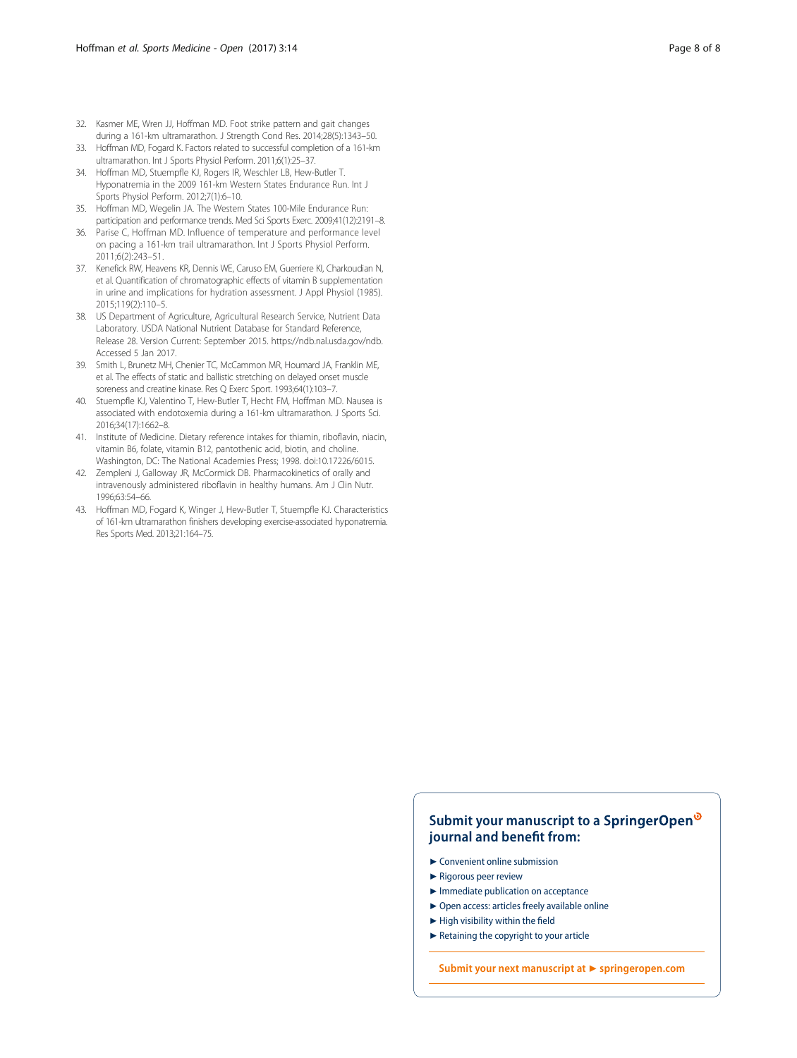32. Kasmer ME, Wren JJ, Hoffman MD. Foot strike pattern and gait changes during a 161-km ultramarathon. J Strength Cond Res. 2014;28(5):1343–50.
33. Hoffman MD, Fogard K. Factors related to successful completion of a 161-km ultramarathon. Int J Sports Physiol Perform. 2011;6(1):25–37.
34. Hoffman MD, Stuempfle KJ, Rogers IR, Weschler LB, Hew-Butler T. Hyponatremia in the 2009 161-km Western States Endurance Run. Int J Sports Physiol Perform. 2012;7(1):6–10.
35. Hoffman MD, Wegelin JA. The Western States 100-Mile Endurance Run: participation and performance trends. Med Sci Sports Exerc. 2009;41(12):2191–8.
36. Parise C, Hoffman MD. Influence of temperature and performance level on pacing a 161-km trail ultramarathon. Int J Sports Physiol Perform. 2011;6(2):243–51.
37. Kenefick RW, Heavens KR, Dennis WE, Caruso EM, Guerriere KI, Charkoudian N, et al. Quantification of chromatographic effects of vitamin B supplementation in urine and implications for hydration assessment. J Appl Physiol (1985). 2015;119(2):110–5.
38. US Department of Agriculture, Agricultural Research Service, Nutrient Data Laboratory. USDA National Nutrient Database for Standard Reference, Release 28. Version Current: September 2015. https://ndb.nal.usda.gov/ndb. Accessed 5 Jan 2017.
39. Smith L, Brunetz MH, Chenier TC, McCammon MR, Houmard JA, Franklin ME, et al. The effects of static and ballistic stretching on delayed onset muscle soreness and creatine kinase. Res Q Exerc Sport. 1993;64(1):103–7.
40. Stuempfle KJ, Valentino T, Hew-Butler T, Hecht FM, Hoffman MD. Nausea is associated with endotoxemia during a 161-km ultramarathon. J Sports Sci. 2016;34(17):1662–8.
41. Institute of Medicine. Dietary reference intakes for thiamin, riboflavin, niacin, vitamin B6, folate, vitamin B12, pantothenic acid, biotin, and choline. Washington, DC: The National Academies Press; 1998. doi:10.17226/6015.
42. Zempleni J, Galloway JR, McCormick DB. Pharmacokinetics of orally and intravenously administered riboflavin in healthy humans. Am J Clin Nutr. 1996;63:54–66.
43. Hoffman MD, Fogard K, Winger J, Hew-Butler T, Stuempfle KJ. Characteristics of 161-km ultramarathon finishers developing exercise-associated hyponatremia. Res Sports Med. 2013;21:164–75.

**Submit your manuscript to a SpringerOpen journal and benefit from:**

- ► Convenient online submission
- ► Rigorous peer review
- ► Immediate publication on acceptance
- ► Open access: articles freely available online
- ► High visibility within the field
- ► Retaining the copyright to your article

**Submit your next manuscript at ► springeropen.com**